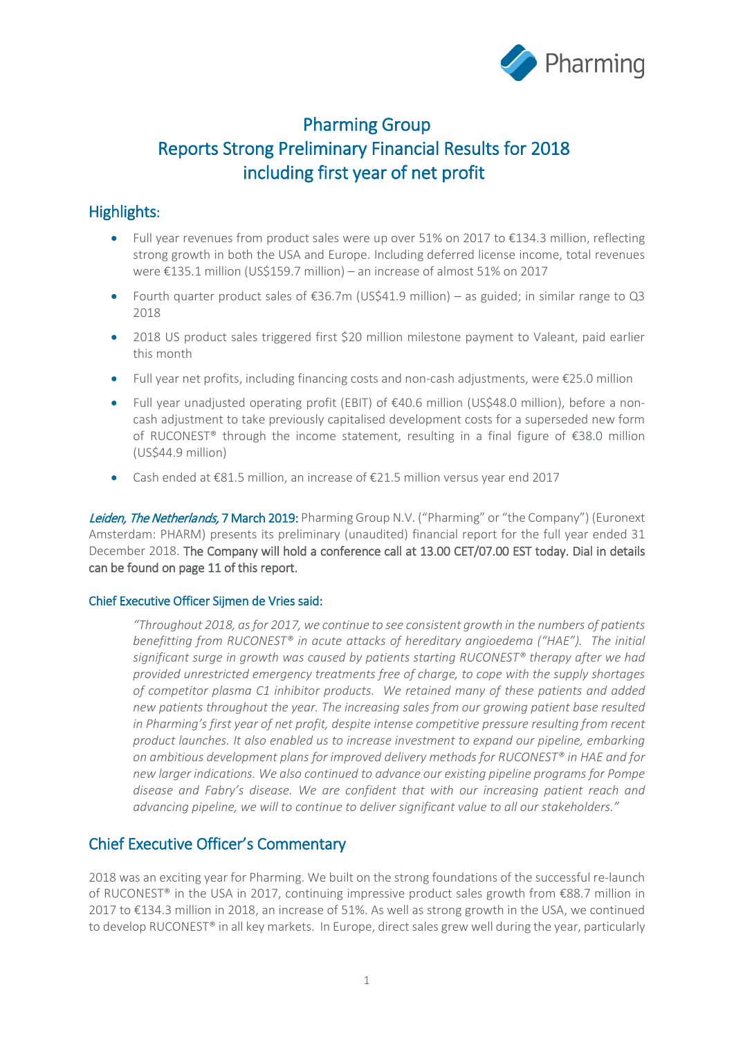# Pharming Group
# Reports Strong Preliminary Financial Results for 2018 including first year of net profit

## Highlights:

- Full year revenues from product sales were up over 51% on 2017 to €134.3 million, reflecting strong growth in both the USA and Europe. Including deferred license income, total revenues were €135.1 million (US$159.7 million) – an increase of almost 51% on 2017
- Fourth quarter product sales of €36.7m (US$41.9 million) – as guided; in similar range to Q3 2018
- 2018 US product sales triggered first $20 million milestone payment to Valeant, paid earlier this month
- Full year net profits, including financing costs and non-cash adjustments, were €25.0 million
- Full year unadjusted operating profit (EBIT) of €40.6 million (US$48.0 million), before a non-cash adjustment to take previously capitalised development costs for a superseded new form of RUCONEST® through the income statement, resulting in a final figure of €38.0 million (US$44.9 million)
- Cash ended at €81.5 million, an increase of €21.5 million versus year end 2017

*Leiden, The Netherlands,* 7 March 2019: Pharming Group N.V. ("Pharming" or "the Company") (Euronext Amsterdam: PHARM) presents its preliminary (unaudited) financial report for the full year ended 31 December 2018. **The Company will hold a conference call at 13.00 CET/07.00 EST today. Dial in details can be found on page 11 of this report.**

### Chief Executive Officer Sijmen de Vries said:

*"Throughout 2018, as for 2017, we continue to see consistent growth in the numbers of patients benefitting from RUCONEST® in acute attacks of hereditary angioedema ("HAE"). The initial significant surge in growth was caused by patients starting RUCONEST® therapy after we had provided unrestricted emergency treatments free of charge, to cope with the supply shortages of competitor plasma C1 inhibitor products. We retained many of these patients and added new patients throughout the year. The increasing sales from our growing patient base resulted in Pharming's first year of net profit, despite intense competitive pressure resulting from recent product launches. It also enabled us to increase investment to expand our pipeline, embarking on ambitious development plans for improved delivery methods for RUCONEST® in HAE and for new larger indications. We also continued to advance our existing pipeline programs for Pompe disease and Fabry's disease. We are confident that with our increasing patient reach and advancing pipeline, we will to continue to deliver significant value to all our stakeholders."*

## Chief Executive Officer's Commentary

2018 was an exciting year for Pharming. We built on the strong foundations of the successful re-launch of RUCONEST® in the USA in 2017, continuing impressive product sales growth from €88.7 million in 2017 to €134.3 million in 2018, an increase of 51%. As well as strong growth in the USA, we continued to develop RUCONEST® in all key markets. In Europe, direct sales grew well during the year, particularly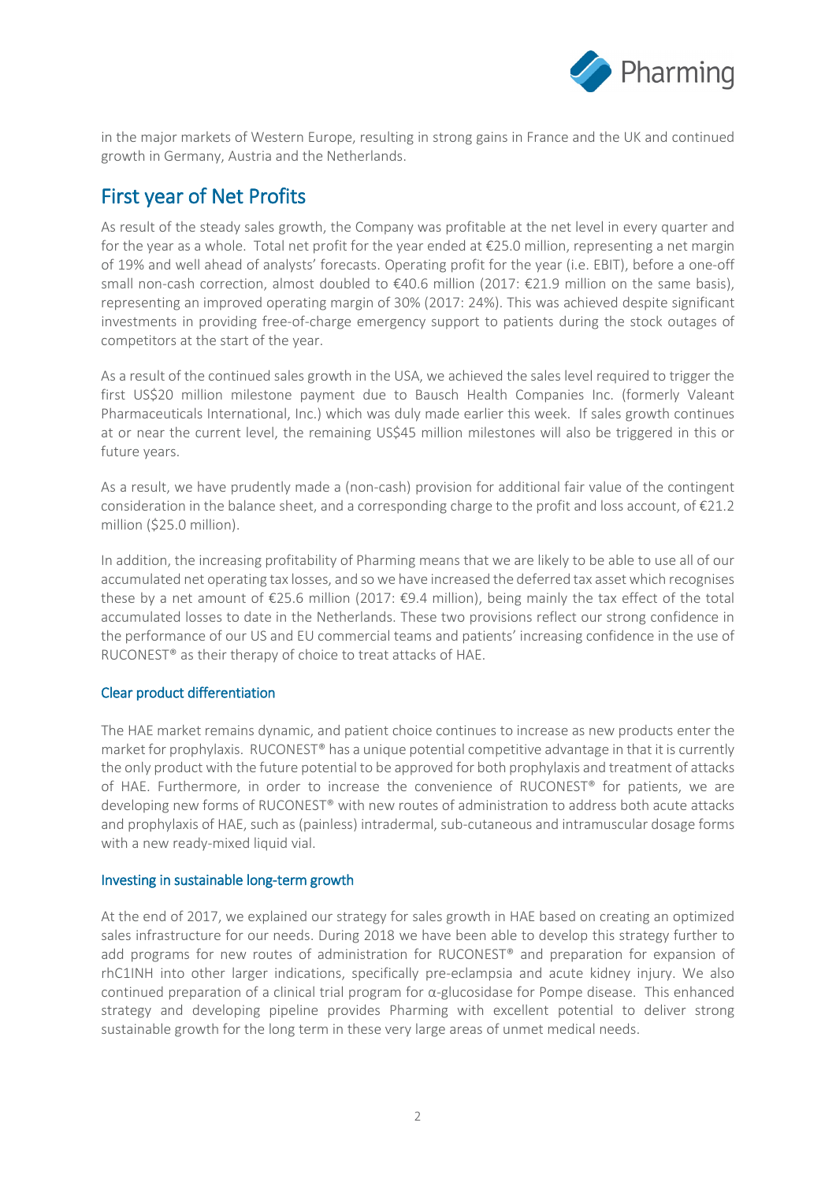in the major markets of Western Europe, resulting in strong gains in France and the UK and continued growth in Germany, Austria and the Netherlands.

## First year of Net Profits

As result of the steady sales growth, the Company was profitable at the net level in every quarter and for the year as a whole. Total net profit for the year ended at €25.0 million, representing a net margin of 19% and well ahead of analysts' forecasts. Operating profit for the year (i.e. EBIT), before a one-off small non-cash correction, almost doubled to €40.6 million (2017: €21.9 million on the same basis), representing an improved operating margin of 30% (2017: 24%). This was achieved despite significant investments in providing free-of-charge emergency support to patients during the stock outages of competitors at the start of the year.

As a result of the continued sales growth in the USA, we achieved the sales level required to trigger the first US$20 million milestone payment due to Bausch Health Companies Inc. (formerly Valeant Pharmaceuticals International, Inc.) which was duly made earlier this week. If sales growth continues at or near the current level, the remaining US$45 million milestones will also be triggered in this or future years.

As a result, we have prudently made a (non-cash) provision for additional fair value of the contingent consideration in the balance sheet, and a corresponding charge to the profit and loss account, of €21.2 million ($25.0 million).

In addition, the increasing profitability of Pharming means that we are likely to be able to use all of our accumulated net operating tax losses, and so we have increased the deferred tax asset which recognises these by a net amount of €25.6 million (2017: €9.4 million), being mainly the tax effect of the total accumulated losses to date in the Netherlands. These two provisions reflect our strong confidence in the performance of our US and EU commercial teams and patients' increasing confidence in the use of RUCONEST® as their therapy of choice to treat attacks of HAE.

### Clear product differentiation

The HAE market remains dynamic, and patient choice continues to increase as new products enter the market for prophylaxis. RUCONEST® has a unique potential competitive advantage in that it is currently the only product with the future potential to be approved for both prophylaxis and treatment of attacks of HAE. Furthermore, in order to increase the convenience of RUCONEST® for patients, we are developing new forms of RUCONEST® with new routes of administration to address both acute attacks and prophylaxis of HAE, such as (painless) intradermal, sub-cutaneous and intramuscular dosage forms with a new ready-mixed liquid vial.

### Investing in sustainable long-term growth

At the end of 2017, we explained our strategy for sales growth in HAE based on creating an optimized sales infrastructure for our needs. During 2018 we have been able to develop this strategy further to add programs for new routes of administration for RUCONEST® and preparation for expansion of rhC1INH into other larger indications, specifically pre-eclampsia and acute kidney injury. We also continued preparation of a clinical trial program for α-glucosidase for Pompe disease. This enhanced strategy and developing pipeline provides Pharming with excellent potential to deliver strong sustainable growth for the long term in these very large areas of unmet medical needs.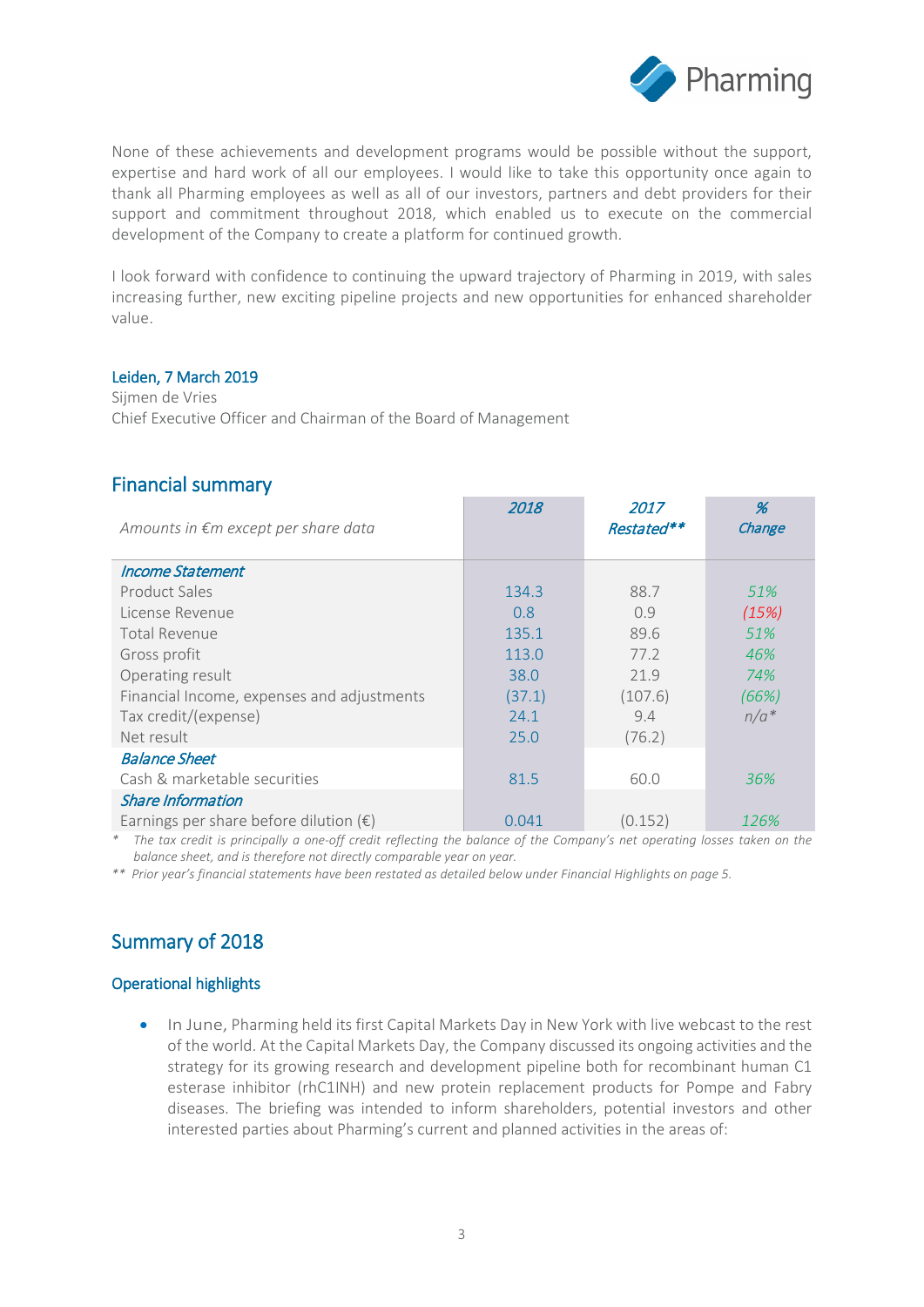None of these achievements and development programs would be possible without the support, expertise and hard work of all our employees. I would like to take this opportunity once again to thank all Pharming employees as well as all of our investors, partners and debt providers for their support and commitment throughout 2018, which enabled us to execute on the commercial development of the Company to create a platform for continued growth.

I look forward with confidence to continuing the upward trajectory of Pharming in 2019, with sales increasing further, new exciting pipeline projects and new opportunities for enhanced shareholder value.

**Leiden, 7 March 2019**
Sijmen de Vries
Chief Executive Officer and Chairman of the Board of Management

## Financial summary

| *Amounts in €m except per share data* | *2018* | *2017 Restated\*\** | *% Change* |
|---|---|---|---|
| ***Income Statement*** | | | |
| Product Sales | 134.3 | 88.7 | *51%* |
| License Revenue | 0.8 | 0.9 | *(15%)* |
| Total Revenue | 135.1 | 89.6 | *51%* |
| Gross profit | 113.0 | 77.2 | *46%* |
| Operating result | 38.0 | 21.9 | *74%* |
| Financial Income, expenses and adjustments | (37.1) | (107.6) | *(66%)* |
| Tax credit/(expense) | 24.1 | 9.4 | *n/a\** |
| Net result | 25.0 | (76.2) | |
| ***Balance Sheet*** | | | |
| Cash & marketable securities | 81.5 | 60.0 | *36%* |
| ***Share Information*** | | | |
| Earnings per share before dilution (€) | 0.041 | (0.152) | *126%* |

*\* The tax credit is principally a one-off credit reflecting the balance of the Company's net operating losses taken on the balance sheet, and is therefore not directly comparable year on year.*

*\*\* Prior year's financial statements have been restated as detailed below under Financial Highlights on page 5.*

## Summary of 2018

### Operational highlights

- In June, Pharming held its first Capital Markets Day in New York with live webcast to the rest of the world. At the Capital Markets Day, the Company discussed its ongoing activities and the strategy for its growing research and development pipeline both for recombinant human C1 esterase inhibitor (rhC1INH) and new protein replacement products for Pompe and Fabry diseases. The briefing was intended to inform shareholders, potential investors and other interested parties about Pharming's current and planned activities in the areas of: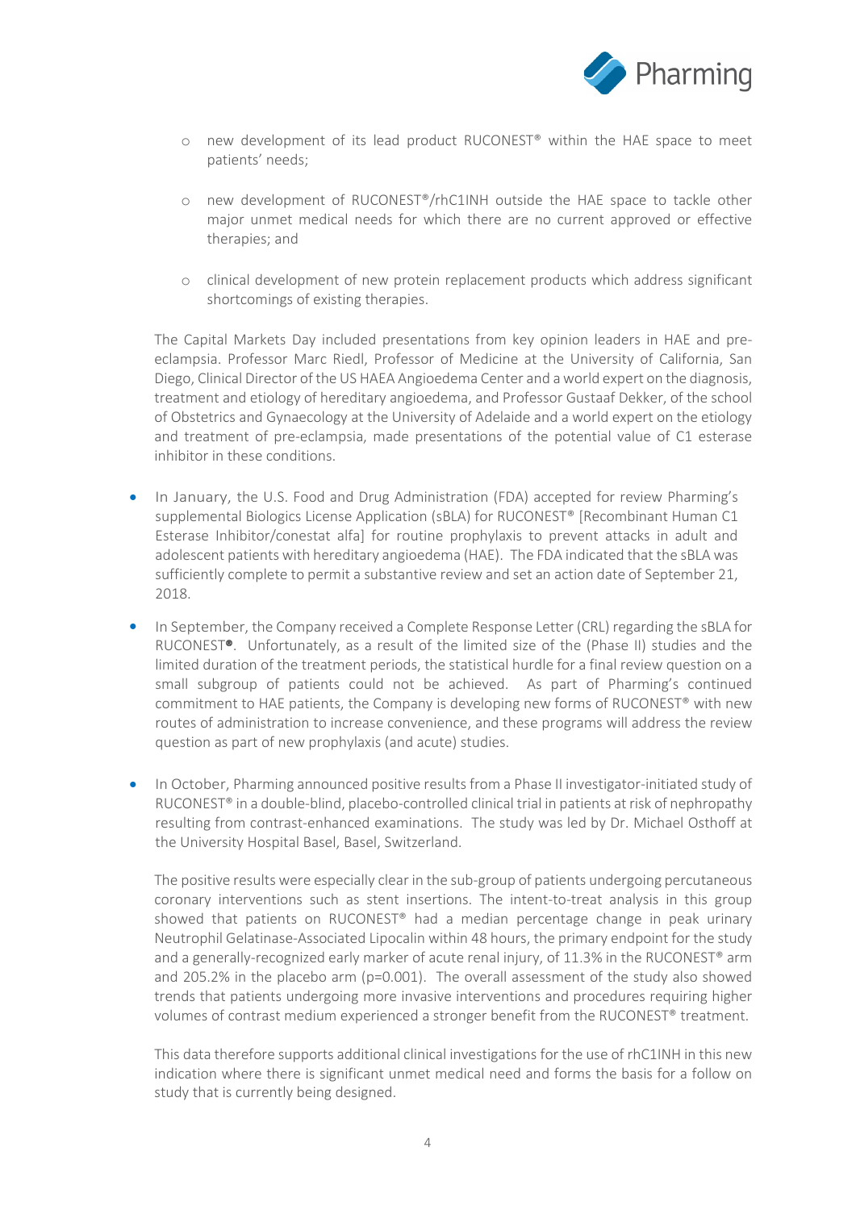- new development of its lead product RUCONEST® within the HAE space to meet patients' needs;

  - new development of RUCONEST®/rhC1INH outside the HAE space to tackle other major unmet medical needs for which there are no current approved or effective therapies; and

  - clinical development of new protein replacement products which address significant shortcomings of existing therapies.

  The Capital Markets Day included presentations from key opinion leaders in HAE and pre-eclampsia. Professor Marc Riedl, Professor of Medicine at the University of California, San Diego, Clinical Director of the US HAEA Angioedema Center and a world expert on the diagnosis, treatment and etiology of hereditary angioedema, and Professor Gustaaf Dekker, of the school of Obstetrics and Gynaecology at the University of Adelaide and a world expert on the etiology and treatment of pre-eclampsia, made presentations of the potential value of C1 esterase inhibitor in these conditions.

- In January, the U.S. Food and Drug Administration (FDA) accepted for review Pharming's supplemental Biologics License Application (sBLA) for RUCONEST® [Recombinant Human C1 Esterase Inhibitor/conestat alfa] for routine prophylaxis to prevent attacks in adult and adolescent patients with hereditary angioedema (HAE). The FDA indicated that the sBLA was sufficiently complete to permit a substantive review and set an action date of September 21, 2018.

- In September, the Company received a Complete Response Letter (CRL) regarding the sBLA for RUCONEST®. Unfortunately, as a result of the limited size of the (Phase II) studies and the limited duration of the treatment periods, the statistical hurdle for a final review question on a small subgroup of patients could not be achieved. As part of Pharming's continued commitment to HAE patients, the Company is developing new forms of RUCONEST® with new routes of administration to increase convenience, and these programs will address the review question as part of new prophylaxis (and acute) studies.

- In October, Pharming announced positive results from a Phase II investigator-initiated study of RUCONEST® in a double-blind, placebo-controlled clinical trial in patients at risk of nephropathy resulting from contrast-enhanced examinations. The study was led by Dr. Michael Osthoff at the University Hospital Basel, Basel, Switzerland.

  The positive results were especially clear in the sub-group of patients undergoing percutaneous coronary interventions such as stent insertions. The intent-to-treat analysis in this group showed that patients on RUCONEST® had a median percentage change in peak urinary Neutrophil Gelatinase-Associated Lipocalin within 48 hours, the primary endpoint for the study and a generally-recognized early marker of acute renal injury, of 11.3% in the RUCONEST® arm and 205.2% in the placebo arm ($p=0.001$). The overall assessment of the study also showed trends that patients undergoing more invasive interventions and procedures requiring higher volumes of contrast medium experienced a stronger benefit from the RUCONEST® treatment.

  This data therefore supports additional clinical investigations for the use of rhC1INH in this new indication where there is significant unmet medical need and forms the basis for a follow on study that is currently being designed.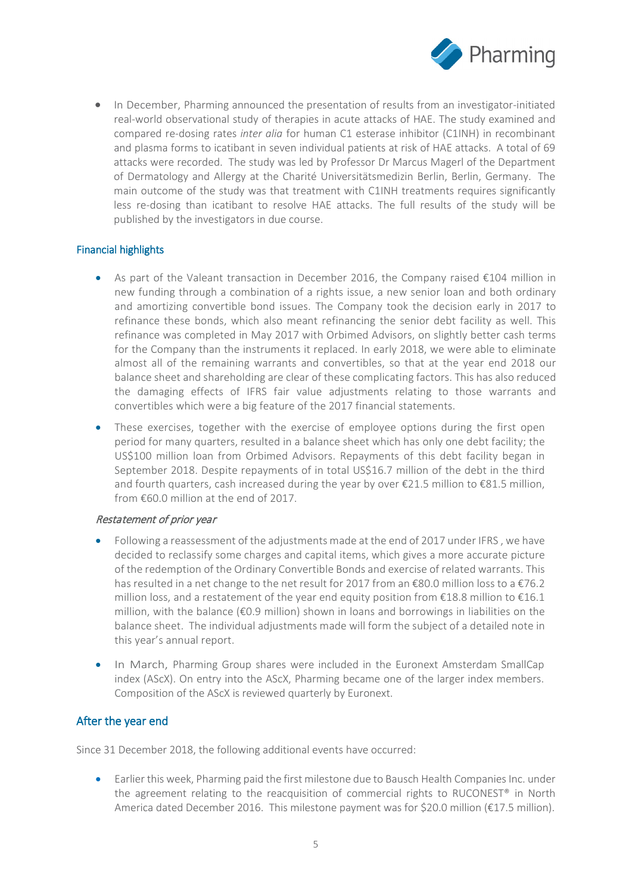- In December, Pharming announced the presentation of results from an investigator-initiated real-world observational study of therapies in acute attacks of HAE. The study examined and compared re-dosing rates *inter alia* for human C1 esterase inhibitor (C1INH) in recombinant and plasma forms to icatibant in seven individual patients at risk of HAE attacks. A total of 69 attacks were recorded. The study was led by Professor Dr Marcus Magerl of the Department of Dermatology and Allergy at the Charité Universitätsmedizin Berlin, Berlin, Germany. The main outcome of the study was that treatment with C1INH treatments requires significantly less re-dosing than icatibant to resolve HAE attacks. The full results of the study will be published by the investigators in due course.

## Financial highlights

- As part of the Valeant transaction in December 2016, the Company raised €104 million in new funding through a combination of a rights issue, a new senior loan and both ordinary and amortizing convertible bond issues. The Company took the decision early in 2017 to refinance these bonds, which also meant refinancing the senior debt facility as well. This refinance was completed in May 2017 with Orbimed Advisors, on slightly better cash terms for the Company than the instruments it replaced. In early 2018, we were able to eliminate almost all of the remaining warrants and convertibles, so that at the year end 2018 our balance sheet and shareholding are clear of these complicating factors. This has also reduced the damaging effects of IFRS fair value adjustments relating to those warrants and convertibles which were a big feature of the 2017 financial statements.
- These exercises, together with the exercise of employee options during the first open period for many quarters, resulted in a balance sheet which has only one debt facility; the US$100 million loan from Orbimed Advisors. Repayments of this debt facility began in September 2018. Despite repayments of in total US$16.7 million of the debt in the third and fourth quarters, cash increased during the year by over €21.5 million to €81.5 million, from €60.0 million at the end of 2017.

### *Restatement of prior year*

- Following a reassessment of the adjustments made at the end of 2017 under IFRS , we have decided to reclassify some charges and capital items, which gives a more accurate picture of the redemption of the Ordinary Convertible Bonds and exercise of related warrants. This has resulted in a net change to the net result for 2017 from an €80.0 million loss to a €76.2 million loss, and a restatement of the year end equity position from €18.8 million to €16.1 million, with the balance (€0.9 million) shown in loans and borrowings in liabilities on the balance sheet. The individual adjustments made will form the subject of a detailed note in this year's annual report.
- In March, Pharming Group shares were included in the Euronext Amsterdam SmallCap index (AScX). On entry into the AScX, Pharming became one of the larger index members. Composition of the AScX is reviewed quarterly by Euronext.

## After the year end

Since 31 December 2018, the following additional events have occurred:

- Earlier this week, Pharming paid the first milestone due to Bausch Health Companies Inc. under the agreement relating to the reacquisition of commercial rights to RUCONEST® in North America dated December 2016. This milestone payment was for $20.0 million (€17.5 million).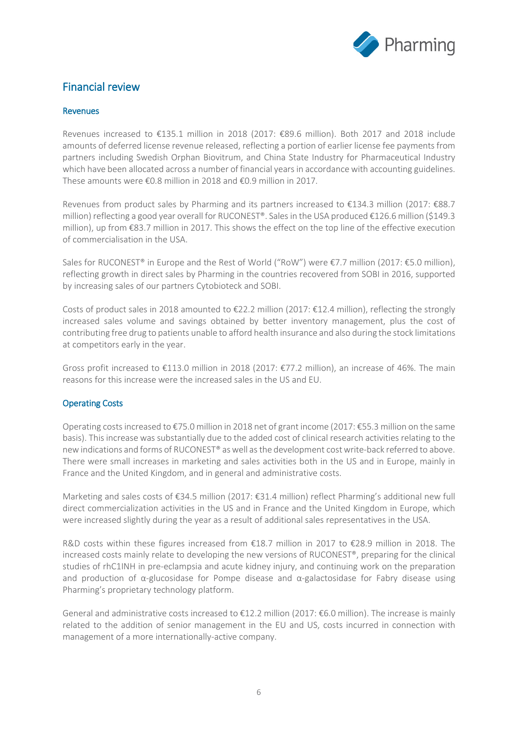## Financial review

### Revenues

Revenues increased to €135.1 million in 2018 (2017: €89.6 million). Both 2017 and 2018 include amounts of deferred license revenue released, reflecting a portion of earlier license fee payments from partners including Swedish Orphan Biovitrum, and China State Industry for Pharmaceutical Industry which have been allocated across a number of financial years in accordance with accounting guidelines. These amounts were €0.8 million in 2018 and €0.9 million in 2017.

Revenues from product sales by Pharming and its partners increased to €134.3 million (2017: €88.7 million) reflecting a good year overall for RUCONEST®. Sales in the USA produced €126.6 million ($149.3 million), up from €83.7 million in 2017. This shows the effect on the top line of the effective execution of commercialisation in the USA.

Sales for RUCONEST® in Europe and the Rest of World ("RoW") were €7.7 million (2017: €5.0 million), reflecting growth in direct sales by Pharming in the countries recovered from SOBI in 2016, supported by increasing sales of our partners Cytobioteck and SOBI.

Costs of product sales in 2018 amounted to €22.2 million (2017: €12.4 million), reflecting the strongly increased sales volume and savings obtained by better inventory management, plus the cost of contributing free drug to patients unable to afford health insurance and also during the stock limitations at competitors early in the year.

Gross profit increased to €113.0 million in 2018 (2017: €77.2 million), an increase of 46%. The main reasons for this increase were the increased sales in the US and EU.

### Operating Costs

Operating costs increased to €75.0 million in 2018 net of grant income (2017: €55.3 million on the same basis). This increase was substantially due to the added cost of clinical research activities relating to the new indications and forms of RUCONEST® as well as the development cost write-back referred to above. There were small increases in marketing and sales activities both in the US and in Europe, mainly in France and the United Kingdom, and in general and administrative costs.

Marketing and sales costs of €34.5 million (2017: €31.4 million) reflect Pharming's additional new full direct commercialization activities in the US and in France and the United Kingdom in Europe, which were increased slightly during the year as a result of additional sales representatives in the USA.

R&D costs within these figures increased from €18.7 million in 2017 to €28.9 million in 2018. The increased costs mainly relate to developing the new versions of RUCONEST®, preparing for the clinical studies of rhC1INH in pre-eclampsia and acute kidney injury, and continuing work on the preparation and production of α-glucosidase for Pompe disease and α-galactosidase for Fabry disease using Pharming's proprietary technology platform.

General and administrative costs increased to €12.2 million (2017: €6.0 million). The increase is mainly related to the addition of senior management in the EU and US, costs incurred in connection with management of a more internationally-active company.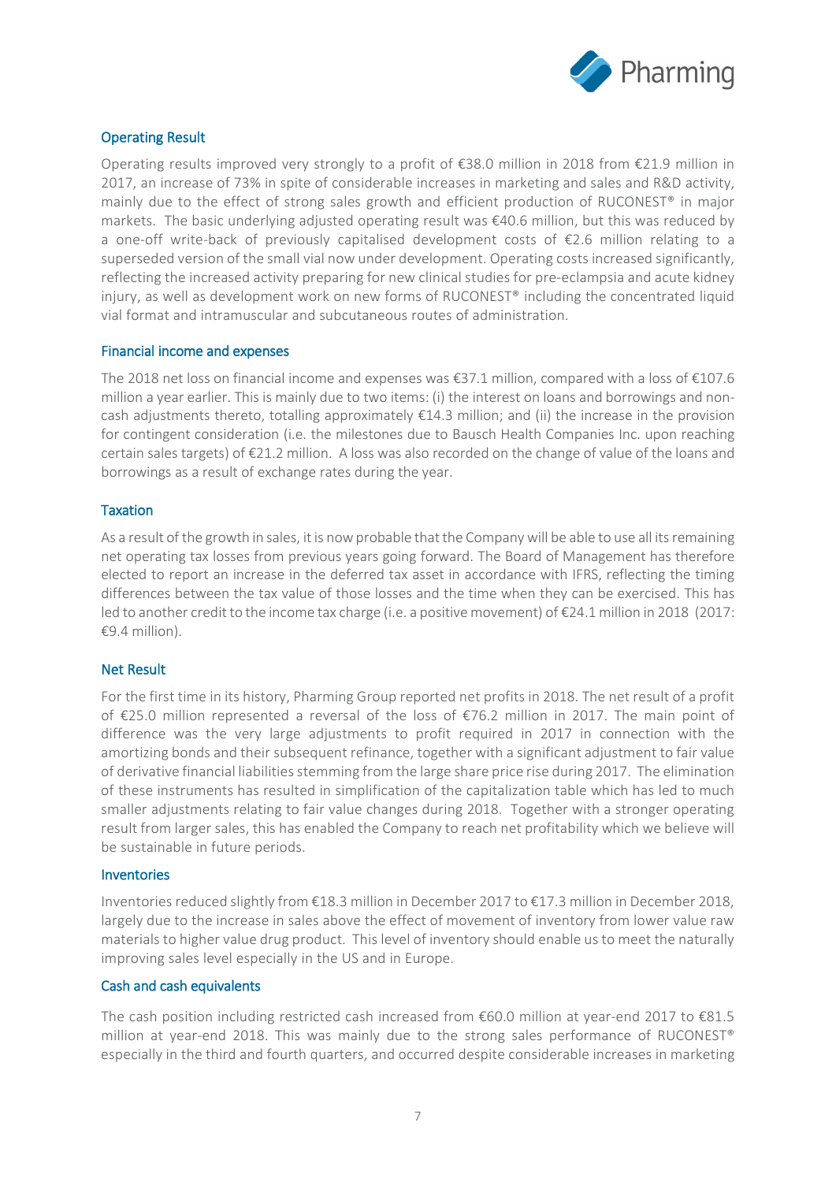### Operating Result

Operating results improved very strongly to a profit of €38.0 million in 2018 from €21.9 million in 2017, an increase of 73% in spite of considerable increases in marketing and sales and R&D activity, mainly due to the effect of strong sales growth and efficient production of RUCONEST® in major markets. The basic underlying adjusted operating result was €40.6 million, but this was reduced by a one-off write-back of previously capitalised development costs of €2.6 million relating to a superseded version of the small vial now under development. Operating costs increased significantly, reflecting the increased activity preparing for new clinical studies for pre-eclampsia and acute kidney injury, as well as development work on new forms of RUCONEST® including the concentrated liquid vial format and intramuscular and subcutaneous routes of administration.

### Financial income and expenses

The 2018 net loss on financial income and expenses was €37.1 million, compared with a loss of €107.6 million a year earlier. This is mainly due to two items: (i) the interest on loans and borrowings and non-cash adjustments thereto, totalling approximately €14.3 million; and (ii) the increase in the provision for contingent consideration (i.e. the milestones due to Bausch Health Companies Inc. upon reaching certain sales targets) of €21.2 million. A loss was also recorded on the change of value of the loans and borrowings as a result of exchange rates during the year.

### Taxation

As a result of the growth in sales, it is now probable that the Company will be able to use all its remaining net operating tax losses from previous years going forward. The Board of Management has therefore elected to report an increase in the deferred tax asset in accordance with IFRS, reflecting the timing differences between the tax value of those losses and the time when they can be exercised. This has led to another credit to the income tax charge (i.e. a positive movement) of €24.1 million in 2018 (2017: €9.4 million).

### Net Result

For the first time in its history, Pharming Group reported net profits in 2018. The net result of a profit of €25.0 million represented a reversal of the loss of €76.2 million in 2017. The main point of difference was the very large adjustments to profit required in 2017 in connection with the amortizing bonds and their subsequent refinance, together with a significant adjustment to fair value of derivative financial liabilities stemming from the large share price rise during 2017. The elimination of these instruments has resulted in simplification of the capitalization table which has led to much smaller adjustments relating to fair value changes during 2018. Together with a stronger operating result from larger sales, this has enabled the Company to reach net profitability which we believe will be sustainable in future periods.

### Inventories

Inventories reduced slightly from €18.3 million in December 2017 to €17.3 million in December 2018, largely due to the increase in sales above the effect of movement of inventory from lower value raw materials to higher value drug product. This level of inventory should enable us to meet the naturally improving sales level especially in the US and in Europe.

### Cash and cash equivalents

The cash position including restricted cash increased from €60.0 million at year-end 2017 to €81.5 million at year-end 2018. This was mainly due to the strong sales performance of RUCONEST® especially in the third and fourth quarters, and occurred despite considerable increases in marketing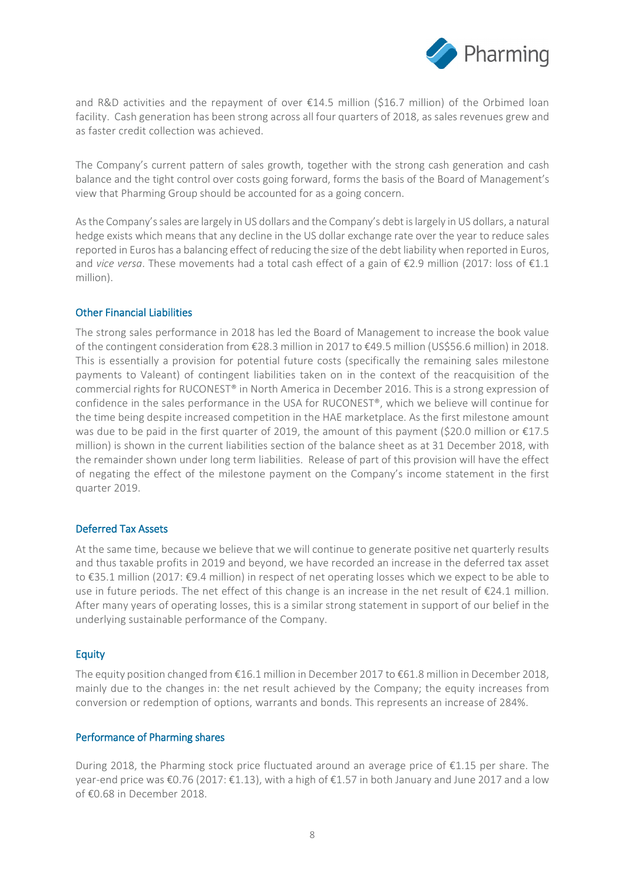and R&D activities and the repayment of over €14.5 million ($16.7 million) of the Orbimed loan facility. Cash generation has been strong across all four quarters of 2018, as sales revenues grew and as faster credit collection was achieved.

The Company's current pattern of sales growth, together with the strong cash generation and cash balance and the tight control over costs going forward, forms the basis of the Board of Management's view that Pharming Group should be accounted for as a going concern.

As the Company's sales are largely in US dollars and the Company's debt is largely in US dollars, a natural hedge exists which means that any decline in the US dollar exchange rate over the year to reduce sales reported in Euros has a balancing effect of reducing the size of the debt liability when reported in Euros, and *vice versa*. These movements had a total cash effect of a gain of €2.9 million (2017: loss of €1.1 million).

## Other Financial Liabilities

The strong sales performance in 2018 has led the Board of Management to increase the book value of the contingent consideration from €28.3 million in 2017 to €49.5 million (US$56.6 million) in 2018. This is essentially a provision for potential future costs (specifically the remaining sales milestone payments to Valeant) of contingent liabilities taken on in the context of the reacquisition of the commercial rights for RUCONEST® in North America in December 2016. This is a strong expression of confidence in the sales performance in the USA for RUCONEST®, which we believe will continue for the time being despite increased competition in the HAE marketplace. As the first milestone amount was due to be paid in the first quarter of 2019, the amount of this payment ($20.0 million or €17.5 million) is shown in the current liabilities section of the balance sheet as at 31 December 2018, with the remainder shown under long term liabilities. Release of part of this provision will have the effect of negating the effect of the milestone payment on the Company's income statement in the first quarter 2019.

## Deferred Tax Assets

At the same time, because we believe that we will continue to generate positive net quarterly results and thus taxable profits in 2019 and beyond, we have recorded an increase in the deferred tax asset to €35.1 million (2017: €9.4 million) in respect of net operating losses which we expect to be able to use in future periods. The net effect of this change is an increase in the net result of €24.1 million. After many years of operating losses, this is a similar strong statement in support of our belief in the underlying sustainable performance of the Company.

## Equity

The equity position changed from €16.1 million in December 2017 to €61.8 million in December 2018, mainly due to the changes in: the net result achieved by the Company; the equity increases from conversion or redemption of options, warrants and bonds. This represents an increase of 284%.

## Performance of Pharming shares

During 2018, the Pharming stock price fluctuated around an average price of €1.15 per share. The year-end price was €0.76 (2017: €1.13), with a high of €1.57 in both January and June 2017 and a low of €0.68 in December 2018.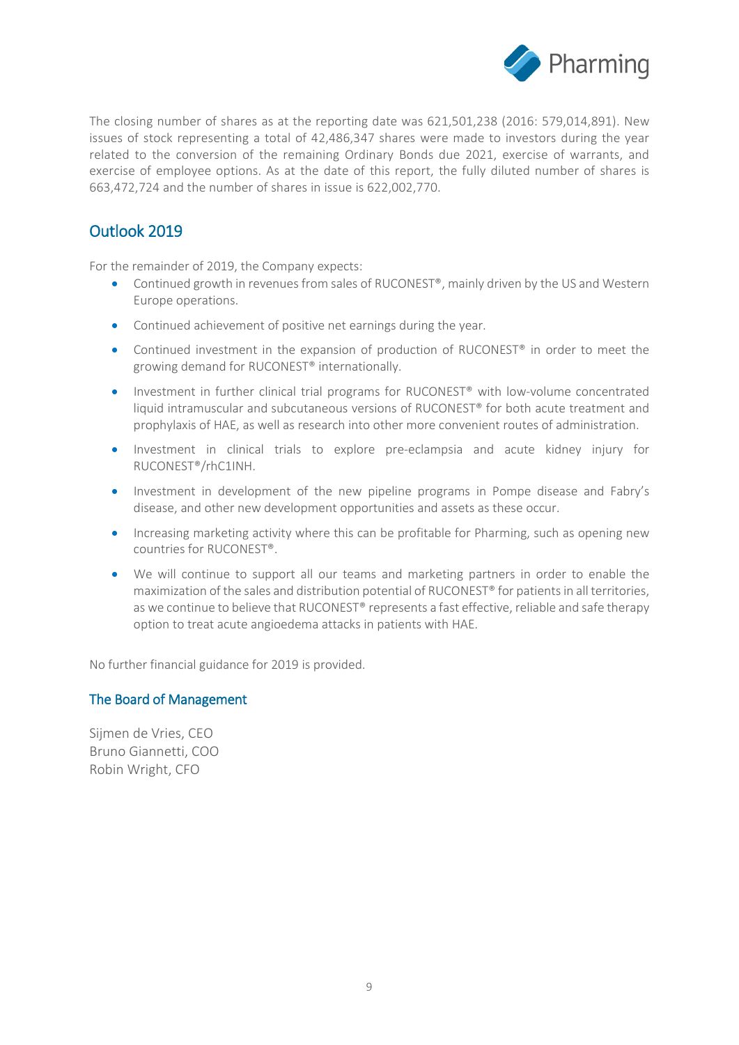The closing number of shares as at the reporting date was 621,501,238 (2016: 579,014,891). New issues of stock representing a total of 42,486,347 shares were made to investors during the year related to the conversion of the remaining Ordinary Bonds due 2021, exercise of warrants, and exercise of employee options. As at the date of this report, the fully diluted number of shares is 663,472,724 and the number of shares in issue is 622,002,770.

## Outlook 2019

For the remainder of 2019, the Company expects:

- Continued growth in revenues from sales of RUCONEST®, mainly driven by the US and Western Europe operations.
- Continued achievement of positive net earnings during the year.
- Continued investment in the expansion of production of RUCONEST® in order to meet the growing demand for RUCONEST® internationally.
- Investment in further clinical trial programs for RUCONEST® with low-volume concentrated liquid intramuscular and subcutaneous versions of RUCONEST® for both acute treatment and prophylaxis of HAE, as well as research into other more convenient routes of administration.
- Investment in clinical trials to explore pre-eclampsia and acute kidney injury for RUCONEST®/rhC1INH.
- Investment in development of the new pipeline programs in Pompe disease and Fabry's disease, and other new development opportunities and assets as these occur.
- Increasing marketing activity where this can be profitable for Pharming, such as opening new countries for RUCONEST®.
- We will continue to support all our teams and marketing partners in order to enable the maximization of the sales and distribution potential of RUCONEST® for patients in all territories, as we continue to believe that RUCONEST® represents a fast effective, reliable and safe therapy option to treat acute angioedema attacks in patients with HAE.

No further financial guidance for 2019 is provided.

### The Board of Management

Sijmen de Vries, CEO
Bruno Giannetti, COO
Robin Wright, CFO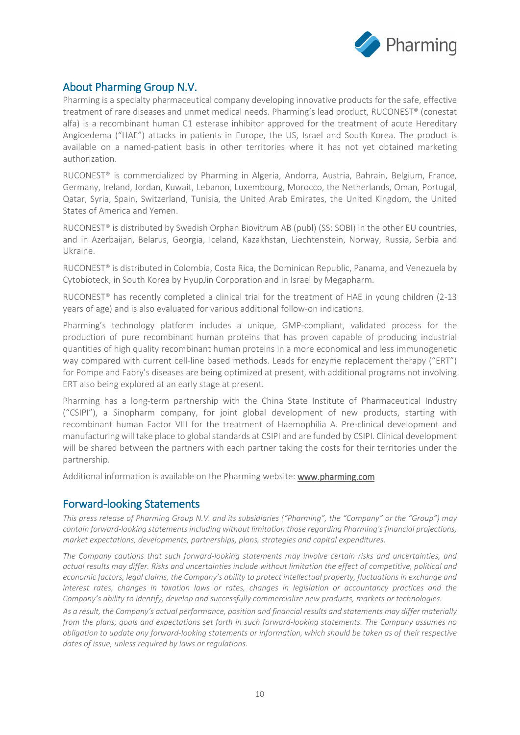## About Pharming Group N.V.

Pharming is a specialty pharmaceutical company developing innovative products for the safe, effective treatment of rare diseases and unmet medical needs. Pharming's lead product, RUCONEST® (conestat alfa) is a recombinant human C1 esterase inhibitor approved for the treatment of acute Hereditary Angioedema ("HAE") attacks in patients in Europe, the US, Israel and South Korea. The product is available on a named-patient basis in other territories where it has not yet obtained marketing authorization.

RUCONEST® is commercialized by Pharming in Algeria, Andorra, Austria, Bahrain, Belgium, France, Germany, Ireland, Jordan, Kuwait, Lebanon, Luxembourg, Morocco, the Netherlands, Oman, Portugal, Qatar, Syria, Spain, Switzerland, Tunisia, the United Arab Emirates, the United Kingdom, the United States of America and Yemen.

RUCONEST® is distributed by Swedish Orphan Biovitrum AB (publ) (SS: SOBI) in the other EU countries, and in Azerbaijan, Belarus, Georgia, Iceland, Kazakhstan, Liechtenstein, Norway, Russia, Serbia and Ukraine.

RUCONEST® is distributed in Colombia, Costa Rica, the Dominican Republic, Panama, and Venezuela by Cytobioteck, in South Korea by HyupJin Corporation and in Israel by Megapharm.

RUCONEST® has recently completed a clinical trial for the treatment of HAE in young children (2-13 years of age) and is also evaluated for various additional follow-on indications.

Pharming's technology platform includes a unique, GMP-compliant, validated process for the production of pure recombinant human proteins that has proven capable of producing industrial quantities of high quality recombinant human proteins in a more economical and less immunogenetic way compared with current cell-line based methods. Leads for enzyme replacement therapy ("ERT") for Pompe and Fabry's diseases are being optimized at present, with additional programs not involving ERT also being explored at an early stage at present.

Pharming has a long-term partnership with the China State Institute of Pharmaceutical Industry ("CSIPI"), a Sinopharm company, for joint global development of new products, starting with recombinant human Factor VIII for the treatment of Haemophilia A. Pre-clinical development and manufacturing will take place to global standards at CSIPI and are funded by CSIPI. Clinical development will be shared between the partners with each partner taking the costs for their territories under the partnership.

Additional information is available on the Pharming website: www.pharming.com

## Forward-looking Statements

*This press release of Pharming Group N.V. and its subsidiaries ("Pharming", the "Company" or the "Group") may contain forward-looking statements including without limitation those regarding Pharming's financial projections, market expectations, developments, partnerships, plans, strategies and capital expenditures.*

*The Company cautions that such forward-looking statements may involve certain risks and uncertainties, and actual results may differ. Risks and uncertainties include without limitation the effect of competitive, political and economic factors, legal claims, the Company's ability to protect intellectual property, fluctuations in exchange and interest rates, changes in taxation laws or rates, changes in legislation or accountancy practices and the Company's ability to identify, develop and successfully commercialize new products, markets or technologies.*

*As a result, the Company's actual performance, position and financial results and statements may differ materially from the plans, goals and expectations set forth in such forward-looking statements. The Company assumes no obligation to update any forward-looking statements or information, which should be taken as of their respective dates of issue, unless required by laws or regulations.*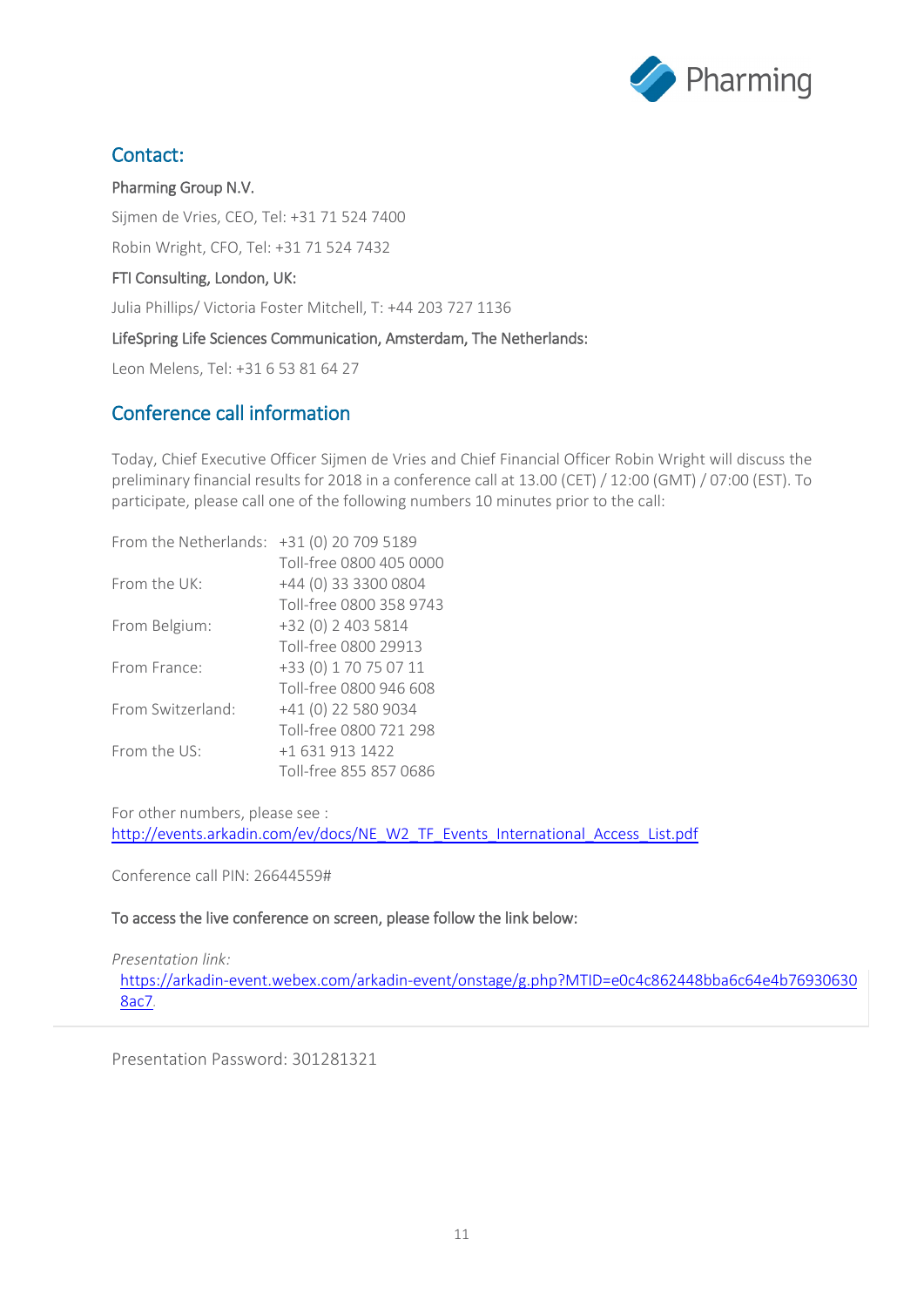## Contact:

**Pharming Group N.V.**

Sijmen de Vries, CEO, Tel: +31 71 524 7400

Robin Wright, CFO, Tel: +31 71 524 7432

**FTI Consulting, London, UK:**

Julia Phillips/ Victoria Foster Mitchell, T: +44 203 727 1136

**LifeSpring Life Sciences Communication, Amsterdam, The Netherlands:**

Leon Melens, Tel: +31 6 53 81 64 27

## Conference call information

Today, Chief Executive Officer Sijmen de Vries and Chief Financial Officer Robin Wright will discuss the preliminary financial results for 2018 in a conference call at 13.00 (CET) / 12:00 (GMT) / 07:00 (EST). To participate, please call one of the following numbers 10 minutes prior to the call:

| | |
|---|---|
| From the Netherlands: | +31 (0) 20 709 5189 |
| | Toll-free 0800 405 0000 |
| From the UK: | +44 (0) 33 3300 0804 |
| | Toll-free 0800 358 9743 |
| From Belgium: | +32 (0) 2 403 5814 |
| | Toll-free 0800 29913 |
| From France: | +33 (0) 1 70 75 07 11 |
| | Toll-free 0800 946 608 |
| From Switzerland: | +41 (0) 22 580 9034 |
| | Toll-free 0800 721 298 |
| From the US: | +1 631 913 1422 |
| | Toll-free 855 857 0686 |

For other numbers, please see :
http://events.arkadin.com/ev/docs/NE_W2_TF_Events_International_Access_List.pdf

Conference call PIN: 26644559#

**To access the live conference on screen, please follow the link below:**

*Presentation link:*
https://arkadin-event.webex.com/arkadin-event/onstage/g.php?MTID=e0c4c862448bba6c64e4b769306308ac7.

Presentation Password: 301281321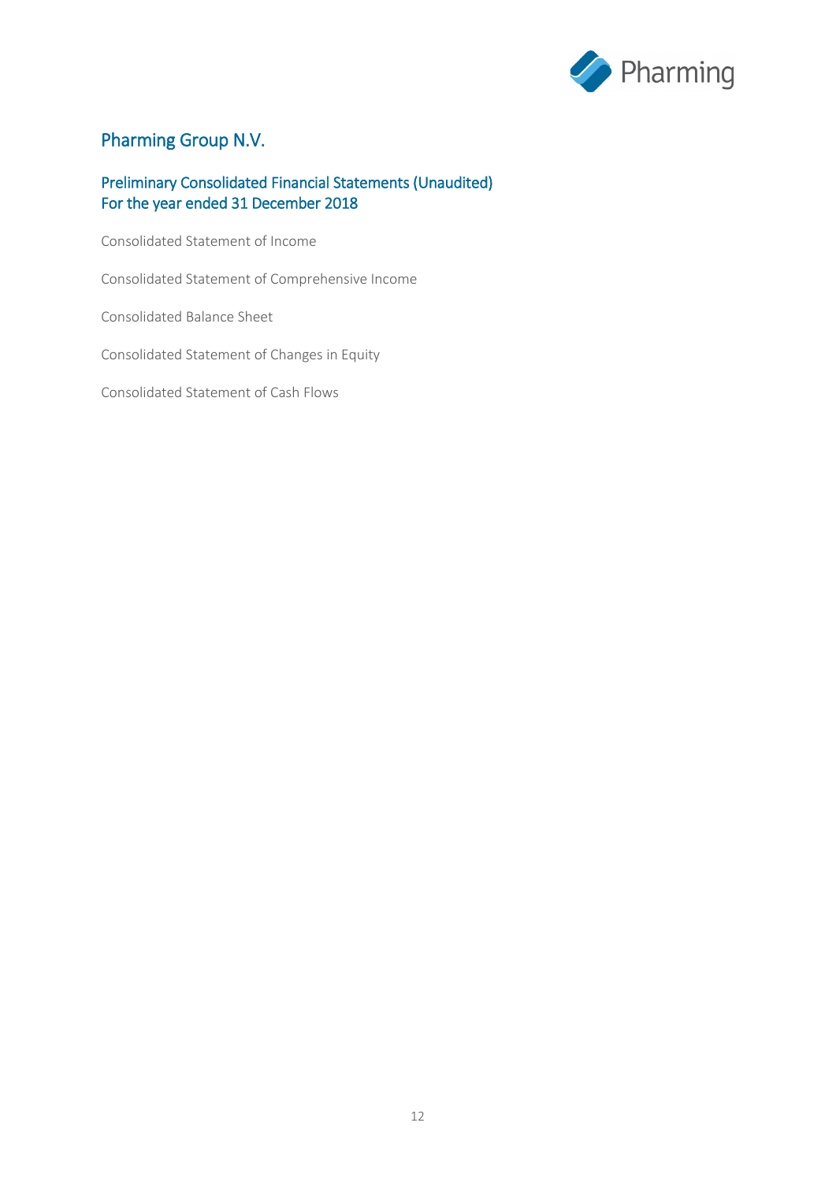# Pharming Group N.V.

## Preliminary Consolidated Financial Statements (Unaudited)
## For the year ended 31 December 2018

Consolidated Statement of Income

Consolidated Statement of Comprehensive Income

Consolidated Balance Sheet

Consolidated Statement of Changes in Equity

Consolidated Statement of Cash Flows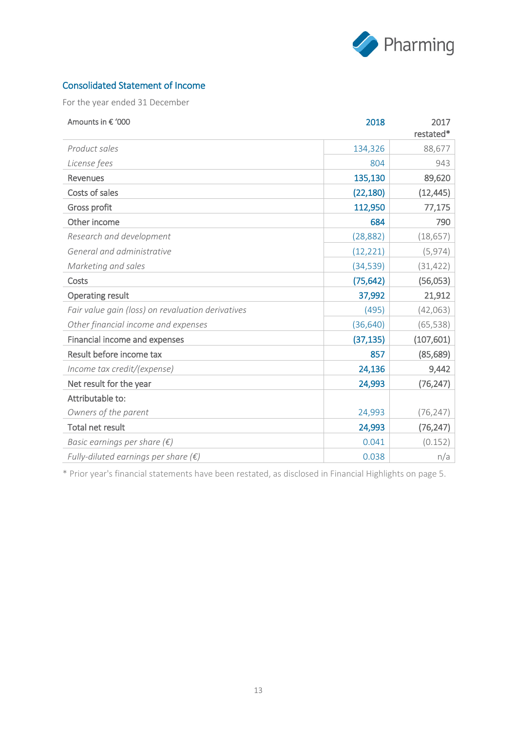## Consolidated Statement of Income

For the year ended 31 December

| Amounts in € '000 | 2018 | 2017 restated* |
|---|---|---|
| *Product sales* | 134,326 | 88,677 |
| *License fees* | 804 | 943 |
| **Revenues** | **135,130** | **89,620** |
| **Costs of sales** | **(22,180)** | **(12,445)** |
| **Gross profit** | **112,950** | **77,175** |
| **Other income** | **684** | **790** |
| *Research and development* | (28,882) | (18,657) |
| *General and administrative* | (12,221) | (5,974) |
| *Marketing and sales* | (34,539) | (31,422) |
| **Costs** | **(75,642)** | **(56,053)** |
| **Operating result** | **37,992** | **21,912** |
| *Fair value gain (loss) on revaluation derivatives* | (495) | (42,063) |
| *Other financial income and expenses* | (36,640) | (65,538) |
| **Financial income and expenses** | **(37,135)** | **(107,601)** |
| **Result before income tax** | **857** | **(85,689)** |
| *Income tax credit/(expense)* | **24,136** | **9,442** |
| **Net result for the year** | **24,993** | **(76,247)** |
| **Attributable to:** | | |
| *Owners of the parent* | 24,993 | (76,247) |
| **Total net result** | **24,993** | **(76,247)** |
| *Basic earnings per share (€)* | 0.041 | (0.152) |
| *Fully-diluted earnings per share (€)* | 0.038 | n/a |

* Prior year's financial statements have been restated, as disclosed in Financial Highlights on page 5.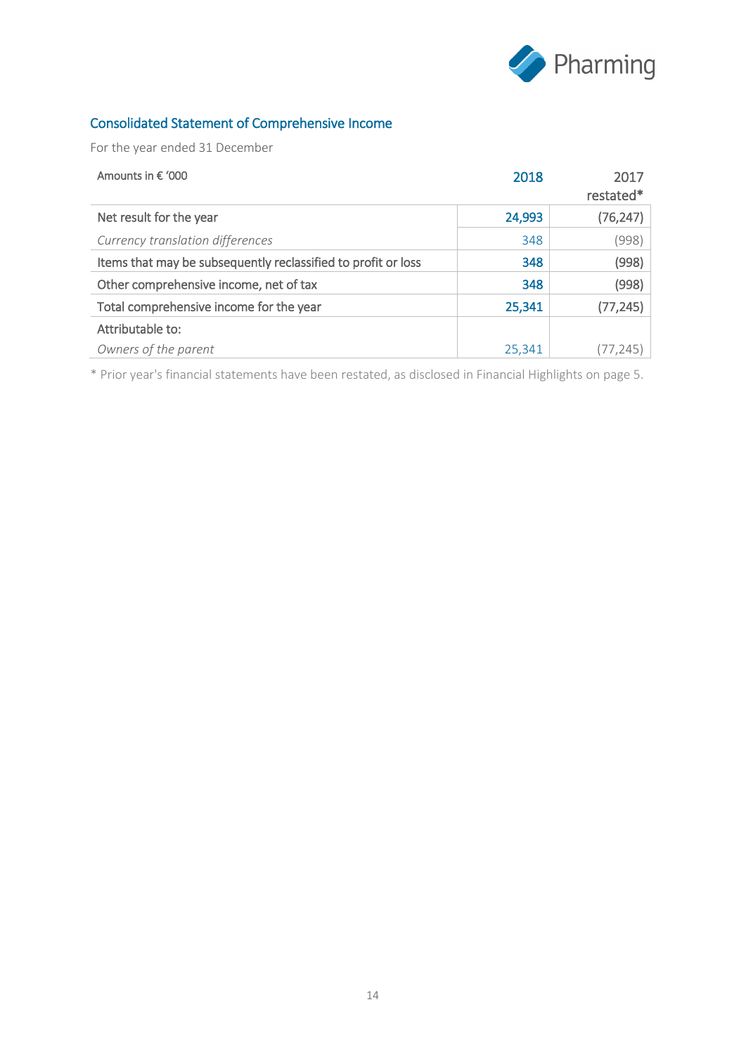## Consolidated Statement of Comprehensive Income

For the year ended 31 December

| Amounts in € '000 | 2018 | 2017 restated* |
|---|---|---|
| Net result for the year | **24,993** | (76,247) |
| *Currency translation differences* | 348 | (998) |
| Items that may be subsequently reclassified to profit or loss | **348** | (998) |
| Other comprehensive income, net of tax | **348** | (998) |
| Total comprehensive income for the year | **25,341** | (77,245) |
| Attributable to: | | |
| *Owners of the parent* | 25,341 | (77,245) |

* Prior year's financial statements have been restated, as disclosed in Financial Highlights on page 5.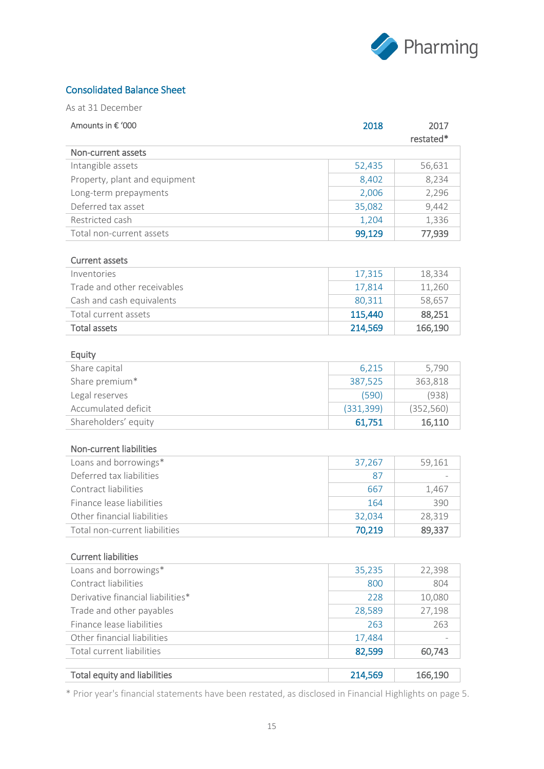## Consolidated Balance Sheet

As at 31 December

| Amounts in € '000 | 2018 | 2017 restated* |
|---|---|---|
| **Non-current assets** | | |
| Intangible assets | 52,435 | 56,631 |
| Property, plant and equipment | 8,402 | 8,234 |
| Long-term prepayments | 2,006 | 2,296 |
| Deferred tax asset | 35,082 | 9,442 |
| Restricted cash | 1,204 | 1,336 |
| Total non-current assets | **99,129** | **77,939** |
| | | |
| **Current assets** | | |
| Inventories | 17,315 | 18,334 |
| Trade and other receivables | 17,814 | 11,260 |
| Cash and cash equivalents | 80,311 | 58,657 |
| Total current assets | **115,440** | **88,251** |
| **Total assets** | **214,569** | **166,190** |
| | | |
| **Equity** | | |
| Share capital | 6,215 | 5,790 |
| Share premium* | 387,525 | 363,818 |
| Legal reserves | (590) | (938) |
| Accumulated deficit | (331,399) | (352,560) |
| Shareholders' equity | **61,751** | **16,110** |
| | | |
| **Non-current liabilities** | | |
| Loans and borrowings* | 37,267 | 59,161 |
| Deferred tax liabilities | 87 | - |
| Contract liabilities | 667 | 1,467 |
| Finance lease liabilities | 164 | 390 |
| Other financial liabilities | 32,034 | 28,319 |
| Total non-current liabilities | **70,219** | **89,337** |
| | | |
| **Current liabilities** | | |
| Loans and borrowings* | 35,235 | 22,398 |
| Contract liabilities | 800 | 804 |
| Derivative financial liabilities* | 228 | 10,080 |
| Trade and other payables | 28,589 | 27,198 |
| Finance lease liabilities | 263 | 263 |
| Other financial liabilities | 17,484 | - |
| Total current liabilities | **82,599** | **60,743** |
| | | |
| **Total equity and liabilities** | **214,569** | **166,190** |

* Prior year's financial statements have been restated, as disclosed in Financial Highlights on page 5.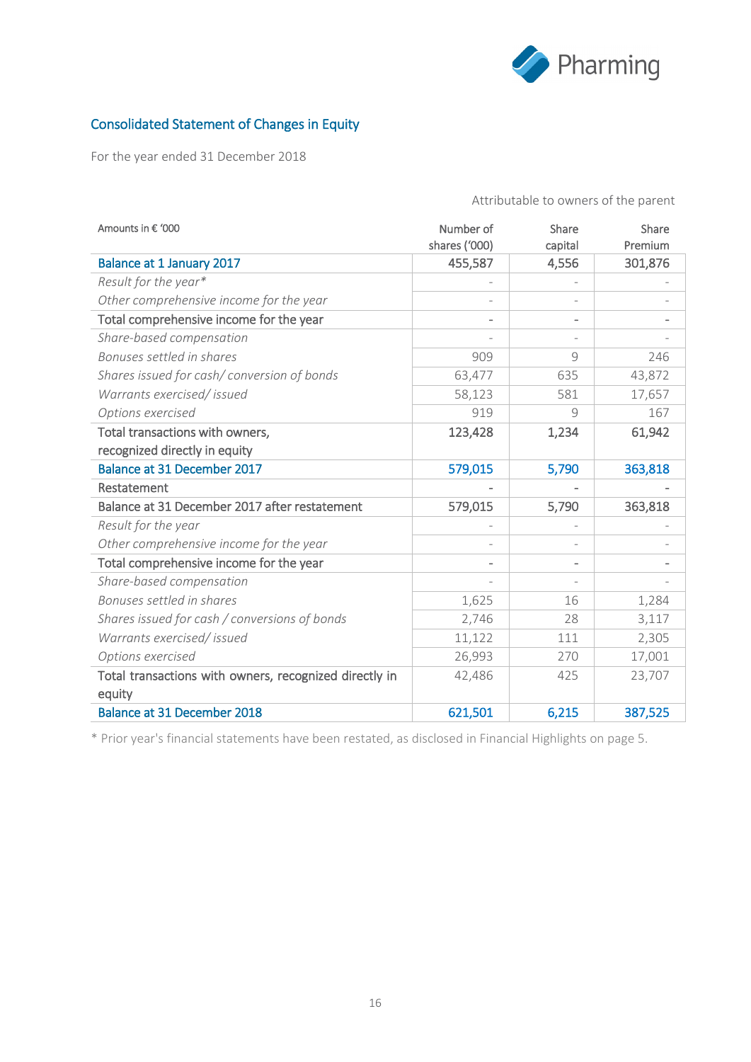## Consolidated Statement of Changes in Equity

For the year ended 31 December 2018

| Amounts in € '000 | Attributable to owners of the parent | | |
|---|---|---|---|
| | Number of shares ('000) | Share capital | Share Premium |
| Balance at 1 January 2017 | 455,587 | 4,556 | 301,876 |
| *Result for the year** | - | - | - |
| *Other comprehensive income for the year* | - | - | - |
| Total comprehensive income for the year | - | - | - |
| *Share-based compensation* | - | - | - |
| *Bonuses settled in shares* | 909 | 9 | 246 |
| *Shares issued for cash/ conversion of bonds* | 63,477 | 635 | 43,872 |
| *Warrants exercised/ issued* | 58,123 | 581 | 17,657 |
| *Options exercised* | 919 | 9 | 167 |
| Total transactions with owners, recognized directly in equity | 123,428 | 1,234 | 61,942 |
| Balance at 31 December 2017 | 579,015 | 5,790 | 363,818 |
| Restatement | - | - | - |
| Balance at 31 December 2017 after restatement | 579,015 | 5,790 | 363,818 |
| *Result for the year* | - | - | - |
| *Other comprehensive income for the year* | - | - | - |
| Total comprehensive income for the year | - | - | - |
| *Share-based compensation* | - | - | - |
| *Bonuses settled in shares* | 1,625 | 16 | 1,284 |
| *Shares issued for cash / conversions of bonds* | 2,746 | 28 | 3,117 |
| *Warrants exercised/ issued* | 11,122 | 111 | 2,305 |
| *Options exercised* | 26,993 | 270 | 17,001 |
| Total transactions with owners, recognized directly in equity | 42,486 | 425 | 23,707 |
| Balance at 31 December 2018 | 621,501 | 6,215 | 387,525 |

* Prior year's financial statements have been restated, as disclosed in Financial Highlights on page 5.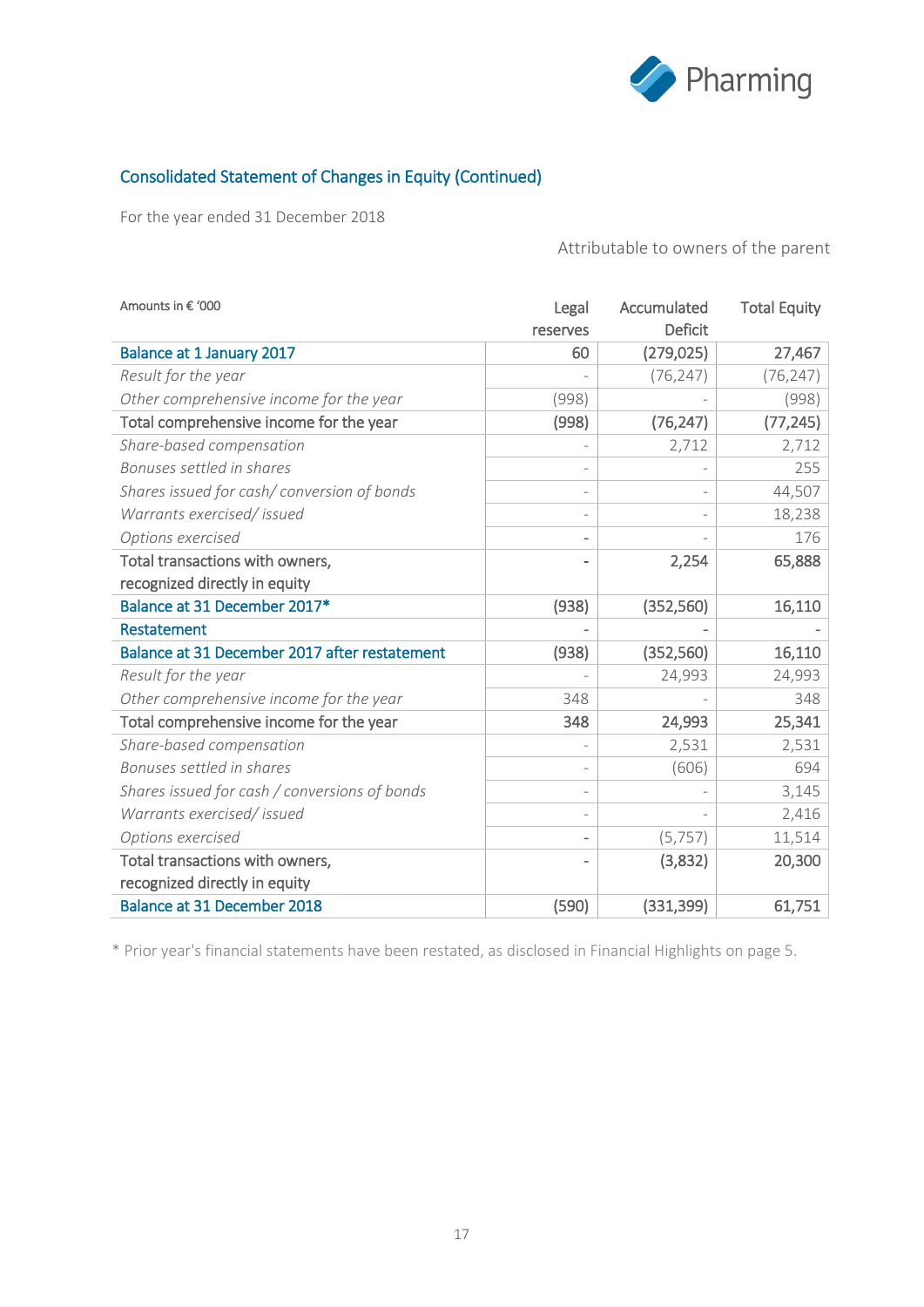## Consolidated Statement of Changes in Equity (Continued)

For the year ended 31 December 2018

Attributable to owners of the parent

| Amounts in € '000 | Legal reserves | Accumulated Deficit | Total Equity |
|---|---|---|---|
| Balance at 1 January 2017 | 60 | (279,025) | 27,467 |
| *Result for the year* | - | (76,247) | (76,247) |
| *Other comprehensive income for the year* | (998) | - | (998) |
| Total comprehensive income for the year | (998) | (76,247) | (77,245) |
| *Share-based compensation* | - | 2,712 | 2,712 |
| *Bonuses settled in shares* | - | - | 255 |
| *Shares issued for cash/ conversion of bonds* | - | - | 44,507 |
| *Warrants exercised/ issued* | - | - | 18,238 |
| *Options exercised* | - | - | 176 |
| Total transactions with owners, recognized directly in equity | - | 2,254 | 65,888 |
| Balance at 31 December 2017* | (938) | (352,560) | 16,110 |
| Restatement | - | - | - |
| Balance at 31 December 2017 after restatement | (938) | (352,560) | 16,110 |
| *Result for the year* | - | 24,993 | 24,993 |
| *Other comprehensive income for the year* | 348 | - | 348 |
| Total comprehensive income for the year | 348 | 24,993 | 25,341 |
| *Share-based compensation* | - | 2,531 | 2,531 |
| *Bonuses settled in shares* | - | (606) | 694 |
| *Shares issued for cash / conversions of bonds* | - | - | 3,145 |
| *Warrants exercised/ issued* | - | - | 2,416 |
| *Options exercised* | - | (5,757) | 11,514 |
| Total transactions with owners, recognized directly in equity | - | (3,832) | 20,300 |
| Balance at 31 December 2018 | (590) | (331,399) | 61,751 |

\* Prior year's financial statements have been restated, as disclosed in Financial Highlights on page 5.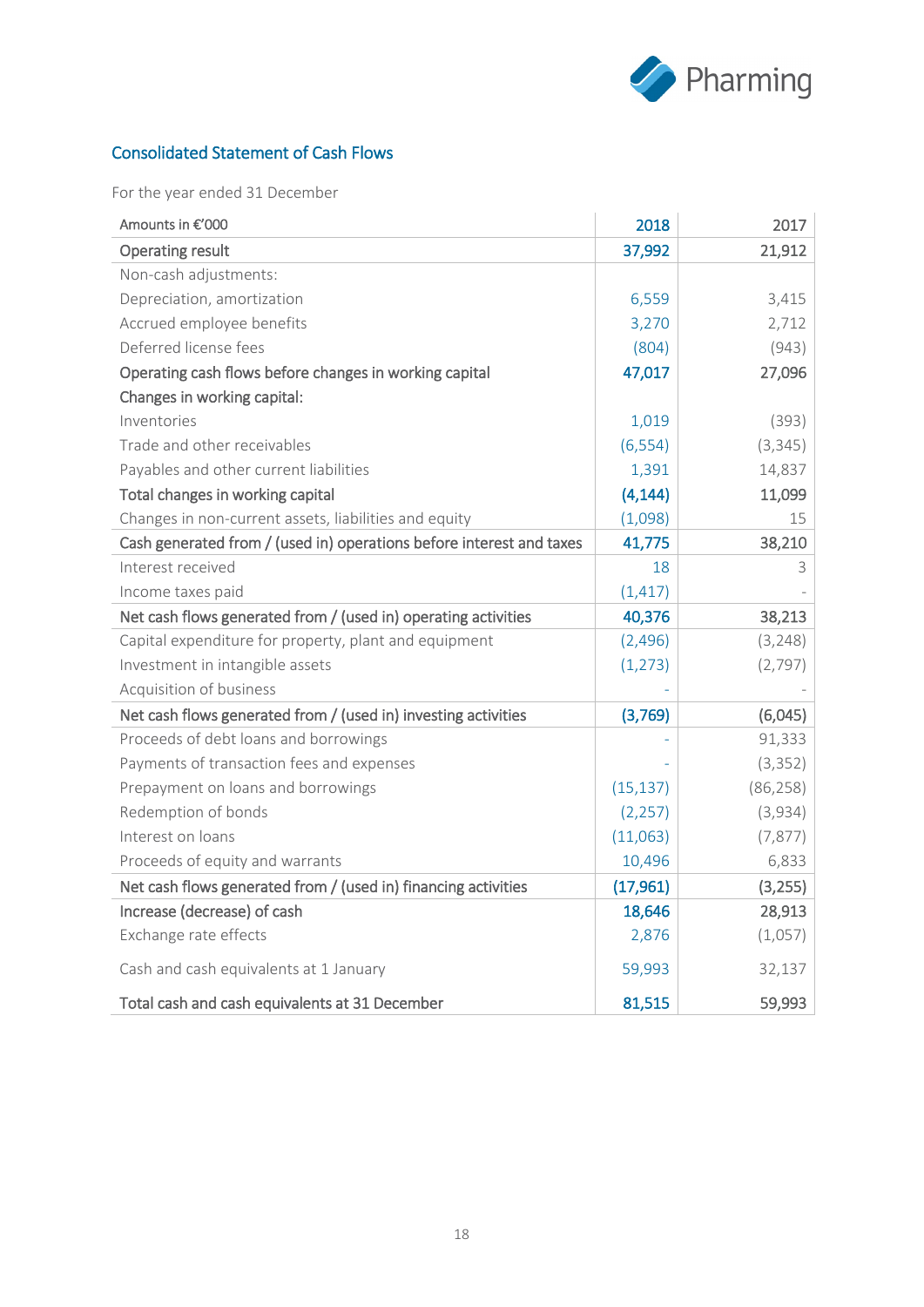## Consolidated Statement of Cash Flows

For the year ended 31 December

| Amounts in €'000 | 2018 | 2017 |
|---|---|---|
| **Operating result** | **37,992** | **21,912** |
| Non-cash adjustments: | | |
| Depreciation, amortization | 6,559 | 3,415 |
| Accrued employee benefits | 3,270 | 2,712 |
| Deferred license fees | (804) | (943) |
| **Operating cash flows before changes in working capital** | **47,017** | **27,096** |
| **Changes in working capital:** | | |
| Inventories | 1,019 | (393) |
| Trade and other receivables | (6,554) | (3,345) |
| Payables and other current liabilities | 1,391 | 14,837 |
| **Total changes in working capital** | **(4,144)** | **11,099** |
| Changes in non-current assets, liabilities and equity | (1,098) | 15 |
| **Cash generated from / (used in) operations before interest and taxes** | **41,775** | **38,210** |
| Interest received | 18 | 3 |
| Income taxes paid | (1,417) | - |
| **Net cash flows generated from / (used in) operating activities** | **40,376** | **38,213** |
| Capital expenditure for property, plant and equipment | (2,496) | (3,248) |
| Investment in intangible assets | (1,273) | (2,797) |
| Acquisition of business | - | - |
| **Net cash flows generated from / (used in) investing activities** | **(3,769)** | **(6,045)** |
| Proceeds of debt loans and borrowings | - | 91,333 |
| Payments of transaction fees and expenses | - | (3,352) |
| Prepayment on loans and borrowings | (15,137) | (86,258) |
| Redemption of bonds | (2,257) | (3,934) |
| Interest on loans | (11,063) | (7,877) |
| Proceeds of equity and warrants | 10,496 | 6,833 |
| **Net cash flows generated from / (used in) financing activities** | **(17,961)** | **(3,255)** |
| **Increase (decrease) of cash** | **18,646** | **28,913** |
| Exchange rate effects | 2,876 | (1,057) |
| Cash and cash equivalents at 1 January | 59,993 | 32,137 |
| **Total cash and cash equivalents at 31 December** | **81,515** | **59,993** |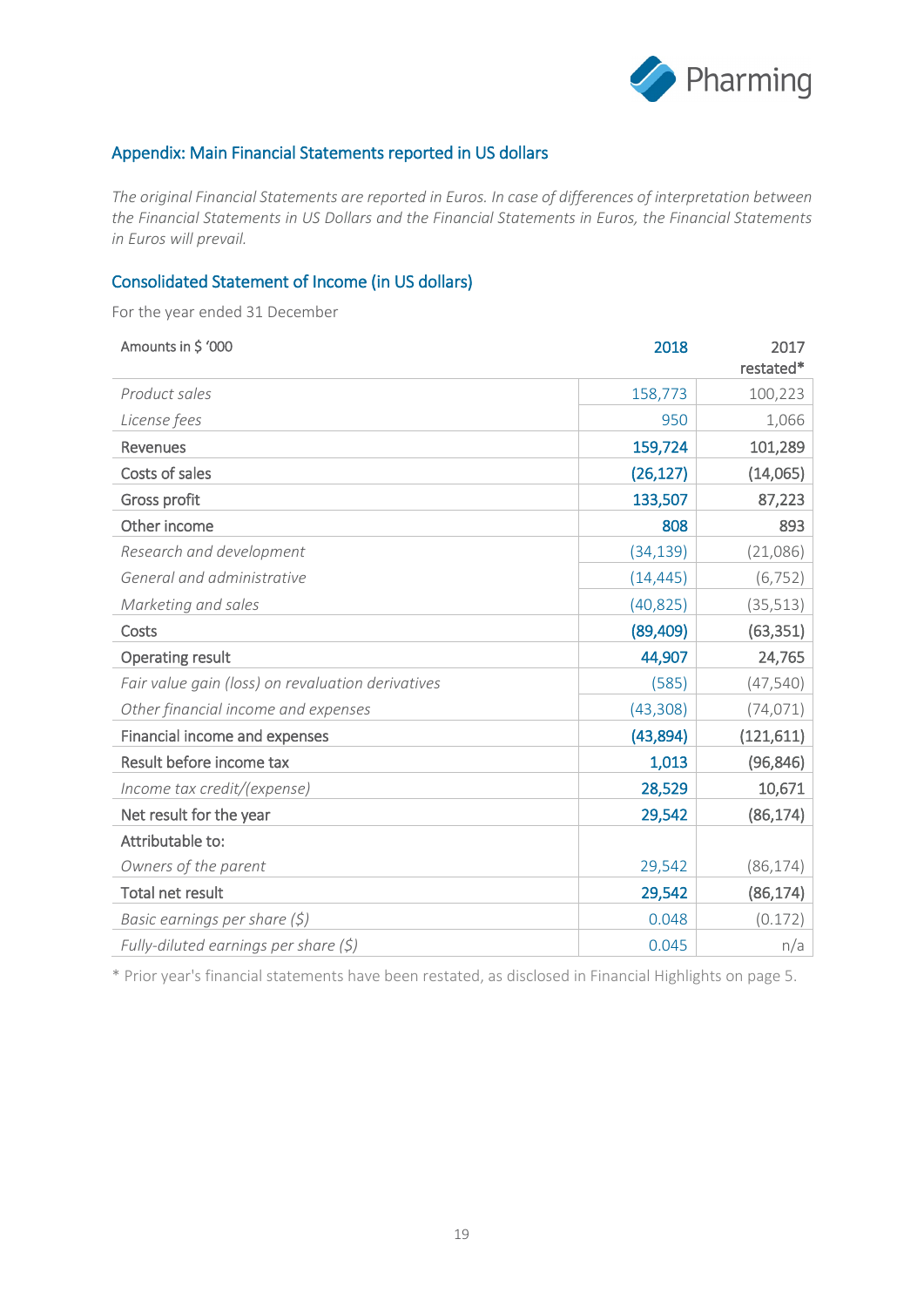## Appendix: Main Financial Statements reported in US dollars

*The original Financial Statements are reported in Euros. In case of differences of interpretation between the Financial Statements in US Dollars and the Financial Statements in Euros, the Financial Statements in Euros will prevail.*

### Consolidated Statement of Income (in US dollars)

For the year ended 31 December

| Amounts in $ '000 | 2018 | 2017 restated* |
|---|---|---|
| *Product sales* | 158,773 | 100,223 |
| *License fees* | 950 | 1,066 |
| **Revenues** | **159,724** | **101,289** |
| **Costs of sales** | **(26,127)** | **(14,065)** |
| **Gross profit** | **133,507** | **87,223** |
| **Other income** | **808** | **893** |
| *Research and development* | (34,139) | (21,086) |
| *General and administrative* | (14,445) | (6,752) |
| *Marketing and sales* | (40,825) | (35,513) |
| **Costs** | **(89,409)** | **(63,351)** |
| **Operating result** | **44,907** | **24,765** |
| *Fair value gain (loss) on revaluation derivatives* | (585) | (47,540) |
| *Other financial income and expenses* | (43,308) | (74,071) |
| **Financial income and expenses** | **(43,894)** | **(121,611)** |
| **Result before income tax** | **1,013** | **(96,846)** |
| *Income tax credit/(expense)* | 28,529 | 10,671 |
| **Net result for the year** | **29,542** | **(86,174)** |
| Attributable to: | | |
| *Owners of the parent* | 29,542 | (86,174) |
| **Total net result** | **29,542** | **(86,174)** |
| *Basic earnings per share ($)* | 0.048 | (0.172) |
| *Fully-diluted earnings per share ($)* | 0.045 | n/a |

* Prior year's financial statements have been restated, as disclosed in Financial Highlights on page 5.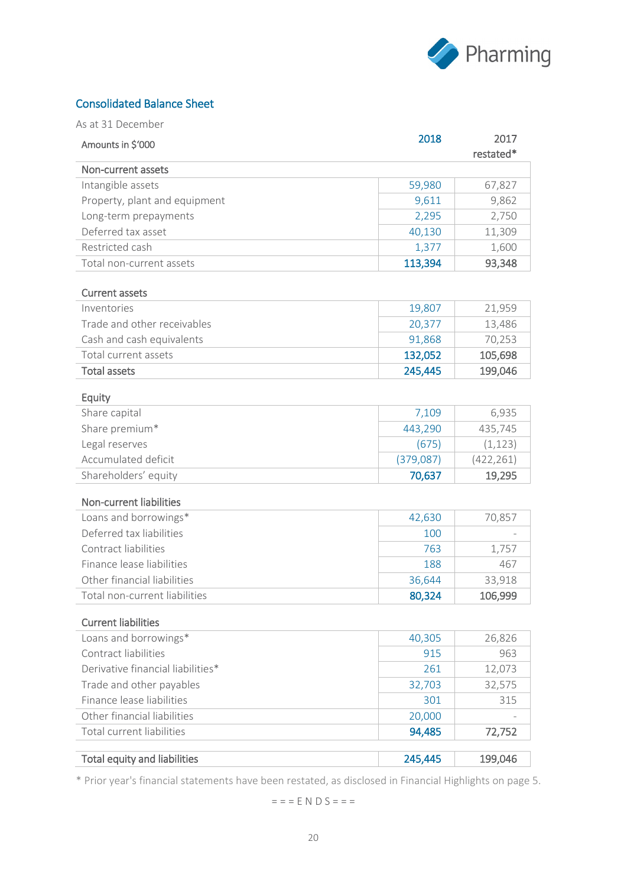Pharming

## Consolidated Balance Sheet

As at 31 December

| Amounts in $'000 | 2018 | 2017 restated* |
|---|---|---|
| **Non-current assets** | | |
| Intangible assets | 59,980 | 67,827 |
| Property, plant and equipment | 9,611 | 9,862 |
| Long-term prepayments | 2,295 | 2,750 |
| Deferred tax asset | 40,130 | 11,309 |
| Restricted cash | 1,377 | 1,600 |
| Total non-current assets | **113,394** | **93,348** |
| | | |
| **Current assets** | | |
| Inventories | 19,807 | 21,959 |
| Trade and other receivables | 20,377 | 13,486 |
| Cash and cash equivalents | 91,868 | 70,253 |
| Total current assets | **132,052** | **105,698** |
| **Total assets** | **245,445** | **199,046** |
| | | |
| **Equity** | | |
| Share capital | 7,109 | 6,935 |
| Share premium* | 443,290 | 435,745 |
| Legal reserves | (675) | (1,123) |
| Accumulated deficit | (379,087) | (422,261) |
| Shareholders' equity | **70,637** | **19,295** |
| | | |
| **Non-current liabilities** | | |
| Loans and borrowings* | 42,630 | 70,857 |
| Deferred tax liabilities | 100 | - |
| Contract liabilities | 763 | 1,757 |
| Finance lease liabilities | 188 | 467 |
| Other financial liabilities | 36,644 | 33,918 |
| Total non-current liabilities | **80,324** | **106,999** |
| | | |
| **Current liabilities** | | |
| Loans and borrowings* | 40,305 | 26,826 |
| Contract liabilities | 915 | 963 |
| Derivative financial liabilities* | 261 | 12,073 |
| Trade and other payables | 32,703 | 32,575 |
| Finance lease liabilities | 301 | 315 |
| Other financial liabilities | 20,000 | - |
| Total current liabilities | **94,485** | **72,752** |
| | | |
| **Total equity and liabilities** | **245,445** | **199,046** |

* Prior year's financial statements have been restated, as disclosed in Financial Highlights on page 5.

= = = E N D S = = =